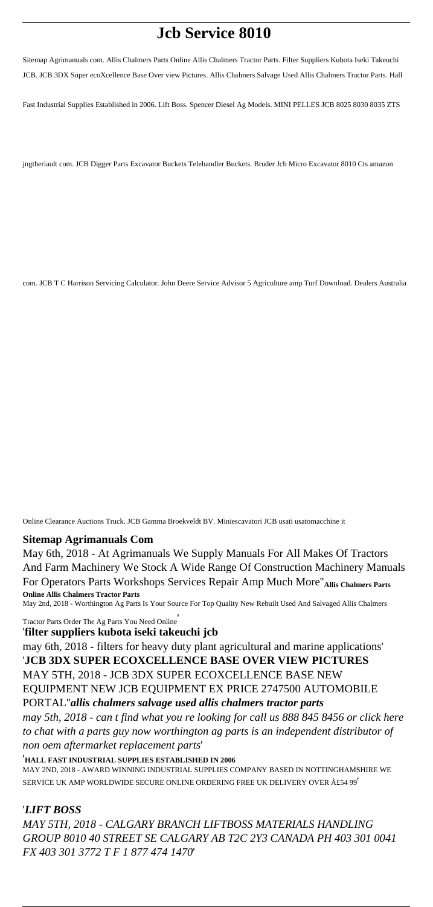# Jcb Service 8010

Sitemap Agrimanuals com. Allis Chalmers Parts Online Allis Chalmers Tractor Parts. Filter Suppliers Kubota Iseki Takeuchi JCB. JCB 3DX Super ecoXcellence Base Over view Pictures. Allis Chalmers Salvage Used Allis Chalmers Tractor Parts. Hall Fast Industrial Supplies Established in 2006. Lift Boss. Spencer Diesel Ag Models. MINI PELLES JCB 8025 8030 8035 ZTS jngtheriault com. JCB Digger Parts Excavator Buckets Telehandler Buckets. Bruder Jcb Micro Excavator 8010 Cts amazon com. JCB T C Harrison Servicing Calculator. John Deere Service Advisor 5 Agriculture amp Turf Download. Dealers Australia Online Clearance Auctions Truck. JCB Gamma Broekveldt BV. Miniescavatori JCB usati usatomacchine it

**Sitemap Agrimanuals Com**

May 6th, 2018 - At Agrimanuals We Supply Manuals For All Makes Of Tractors And Farm Machinery We Stock A Wide Range Of Construction Machinery Manuals For Operators Parts Workshops Services Repair Amp Much More''**Allis Chalmers Parts Online Allis Chalmers Tractor Parts**

May 2nd, 2018 - Worthington Ag Parts Is Your Source For Top Quality New Rebuilt Used And Salvaged Allis Chalmers Tractor Parts Order The Ag Parts You Need Online'

'**filter suppliers kubota iseki takeuchi jcb**

may 6th, 2018 - filters for heavy duty plant agricultural and marine applications'

'**JCB 3DX SUPER ECOXCELLENCE BASE OVER VIEW PICTURES**

MAY 5TH, 2018 - JCB 3DX SUPER ECOXCELLENCE BASE NEW EQUIPMENT NEW JCB EQUIPMENT EX PRICE 2747500 AUTOMOBILE PORTAL''***allis chalmers salvage used allis chalmers tractor parts***

*may 5th, 2018 - can t find what you re looking for call us 888 845 8456 or click here to chat with a parts guy now worthington ag parts is an independent distributor of non oem aftermarket replacement parts*'

'**HALL FAST INDUSTRIAL SUPPLIES ESTABLISHED IN 2006**

MAY 2ND, 2018 - AWARD WINNING INDUSTRIAL SUPPLIES COMPANY BASED IN NOTTINGHAMSHIRE WE SERVICE UK AMP WORLDWIDE SECURE ONLINE ORDERING FREE UK DELIVERY OVER Â£54 99'

'***LIFT BOSS***

*MAY 5TH, 2018 - CALGARY BRANCH LIFTBOSS MATERIALS HANDLING GROUP 8010 40 STREET SE CALGARY AB T2C 2Y3 CANADA PH 403 301 0041 FX 403 301 3772 T F 1 877 474 1470*'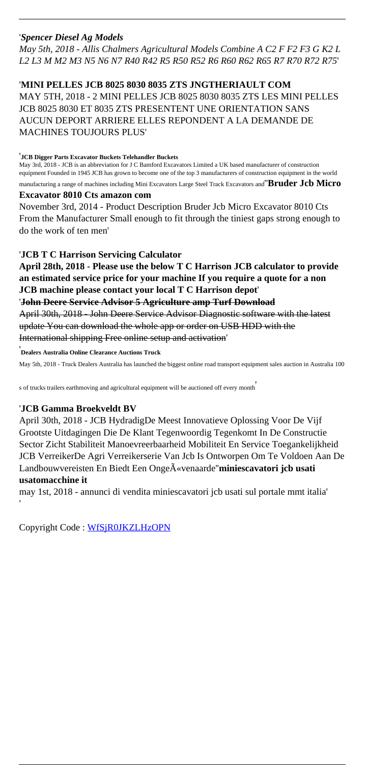'*Spencer Diesel Ag Models*

*May 5th, 2018 - Allis Chalmers Agricultural Models Combine A C2 F F2 F3 G K2 L L2 L3 M M2 M3 N5 N6 N7 R40 R42 R5 R50 R52 R6 R60 R62 R65 R7 R70 R72 R75*'

'**MINI PELLES JCB 8025 8030 8035 ZTS JNGTHERIAULT COM**

MAY 5TH, 2018 - 2 MINI PELLES JCB 8025 8030 8035 ZTS LES MINI PELLES JCB 8025 8030 ET 8035 ZTS PRESENTENT UNE ORIENTATION SANS AUCUN DEPORT ARRIERE ELLES REPONDENT A LA DEMANDE DE MACHINES TOUJOURS PLUS'

'**JCB Digger Parts Excavator Buckets Telehandler Buckets**

May 3rd, 2018 - JCB is an abbreviation for J C Bamford Excavators Limited a UK based manufacturer of construction equipment Founded in 1945 JCB has grown to become one of the top 3 manufacturers of construction equipment in the world manufacturing a range of machines including Mini Excavators Large Steel Track Excavators and''**Bruder Jcb Micro Excavator 8010 Cts amazon com**

November 3rd, 2014 - Product Description Bruder Jcb Micro Excavator 8010 Cts From the Manufacturer Small enough to fit through the tiniest gaps strong enough to do the work of ten men'

'**JCB T C Harrison Servicing Calculator**

**April 28th, 2018 - Please use the below T C Harrison JCB calculator to provide an estimated service price for your machine If you require a quote for a non JCB machine please contact your local T C Harrison depot**'

'~~**John Deere Service Advisor 5 Agriculture amp Turf Download**~~

~~April 30th, 2018 - John Deere Service Advisor Diagnostic software with the latest update You can download the whole app or order on USB HDD with the International shipping Free online setup and activation~~'

'**Dealers Australia Online Clearance Auctions Truck**

May 5th, 2018 - Truck Dealers Australia has launched the biggest online road transport equipment sales auction in Australia 100 s of trucks trailers earthmoving and agricultural equipment will be auctioned off every month'

'**JCB Gamma Broekveldt BV**

April 30th, 2018 - JCB HydradigDe Meest Innovatieve Oplossing Voor De Vijf Grootste Uitdagingen Die De Klant Tegenwoordig Tegenkomt In De Constructie Sector Zicht Stabiliteit Manoevreerbaarheid Mobiliteit En Service Toegankelijkheid JCB VerreikerDe Agri Verreikerserie Van Jcb Is Ontworpen Om Te Voldoen Aan De Landbouwvereisten En Biedt Een OngeÃ«venaarde''**miniescavatori jcb usati usatomacchine it**

may 1st, 2018 - annunci di vendita miniescavatori jcb usati sul portale mmt italia'

'

Copyright Code : WfSjR0JKZLHzOPN